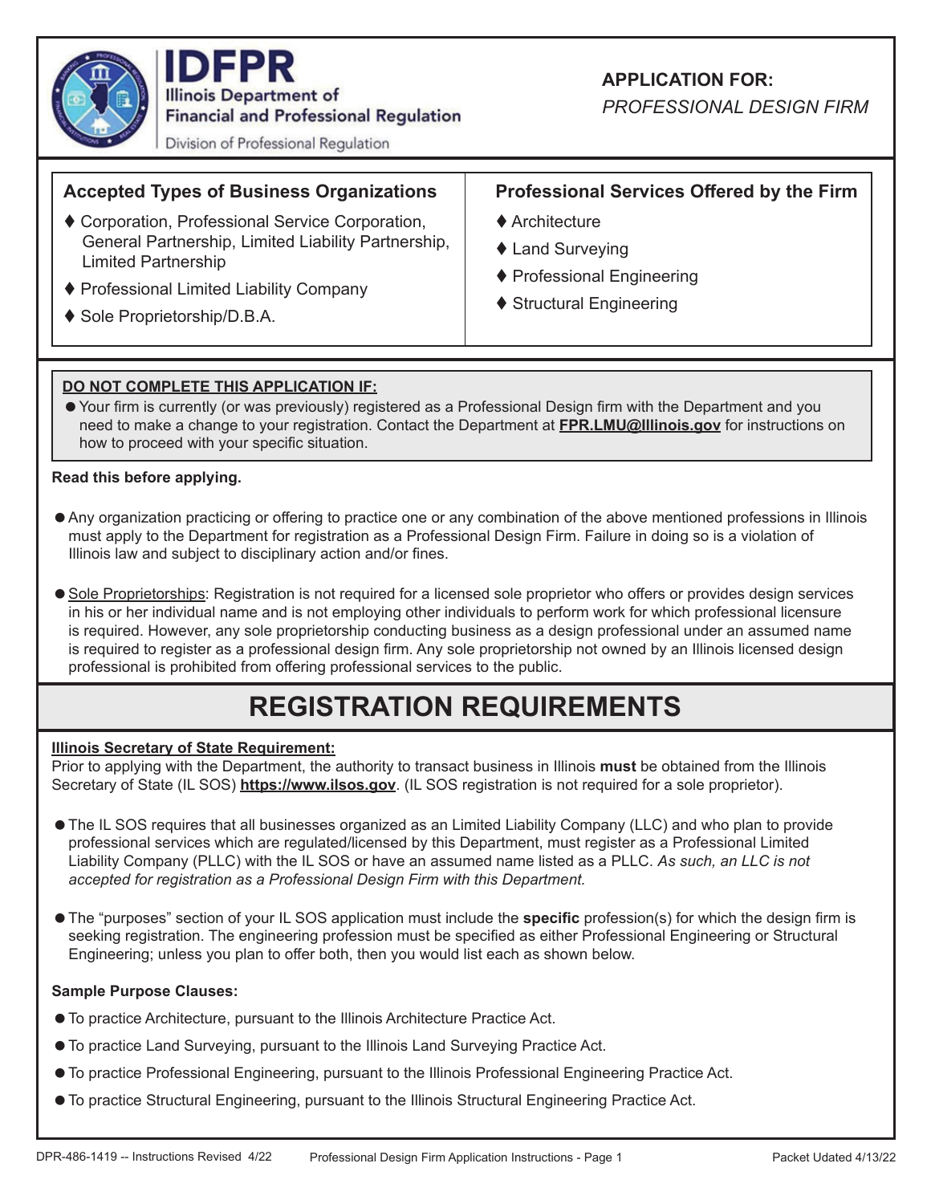**IDFPR**
**Illinois Department of Financial and Professional Regulation**
Division of Professional Regulation

**APPLICATION FOR:**
*PROFESSIONAL DESIGN FIRM*

### Accepted Types of Business Organizations

- Corporation, Professional Service Corporation, General Partnership, Limited Liability Partnership, Limited Partnership
- Professional Limited Liability Company
- Sole Proprietorship/D.B.A.

### Professional Services Offered by the Firm

- Architecture
- Land Surveying
- Professional Engineering
- Structural Engineering

**DO NOT COMPLETE THIS APPLICATION IF:**

- Your firm is currently (or was previously) registered as a Professional Design firm with the Department and you need to make a change to your registration. Contact the Department at **FPR.LMU@Illinois.gov** for instructions on how to proceed with your specific situation.

**Read this before applying.**

- Any organization practicing or offering to practice one or any combination of the above mentioned professions in Illinois must apply to the Department for registration as a Professional Design Firm. Failure in doing so is a violation of Illinois law and subject to disciplinary action and/or fines.

- Sole Proprietorships: Registration is not required for a licensed sole proprietor who offers or provides design services in his or her individual name and is not employing other individuals to perform work for which professional licensure is required. However, any sole proprietorship conducting business as a design professional under an assumed name is required to register as a professional design firm. Any sole proprietorship not owned by an Illinois licensed design professional is prohibited from offering professional services to the public.

## REGISTRATION REQUIREMENTS

**Illinois Secretary of State Requirement:**

Prior to applying with the Department, the authority to transact business in Illinois **must** be obtained from the Illinois Secretary of State (IL SOS) **https://www.ilsos.gov**. (IL SOS registration is not required for a sole proprietor).

- The IL SOS requires that all businesses organized as an Limited Liability Company (LLC) and who plan to provide professional services which are regulated/licensed by this Department, must register as a Professional Limited Liability Company (PLLC) with the IL SOS or have an assumed name listed as a PLLC. *As such, an LLC is not accepted for registration as a Professional Design Firm with this Department.*

- The "purposes" section of your IL SOS application must include the **specific** profession(s) for which the design firm is seeking registration. The engineering profession must be specified as either Professional Engineering or Structural Engineering; unless you plan to offer both, then you would list each as shown below.

**Sample Purpose Clauses:**

- To practice Architecture, pursuant to the Illinois Architecture Practice Act.
- To practice Land Surveying, pursuant to the Illinois Land Surveying Practice Act.
- To practice Professional Engineering, pursuant to the Illinois Professional Engineering Practice Act.
- To practice Structural Engineering, pursuant to the Illinois Structural Engineering Practice Act.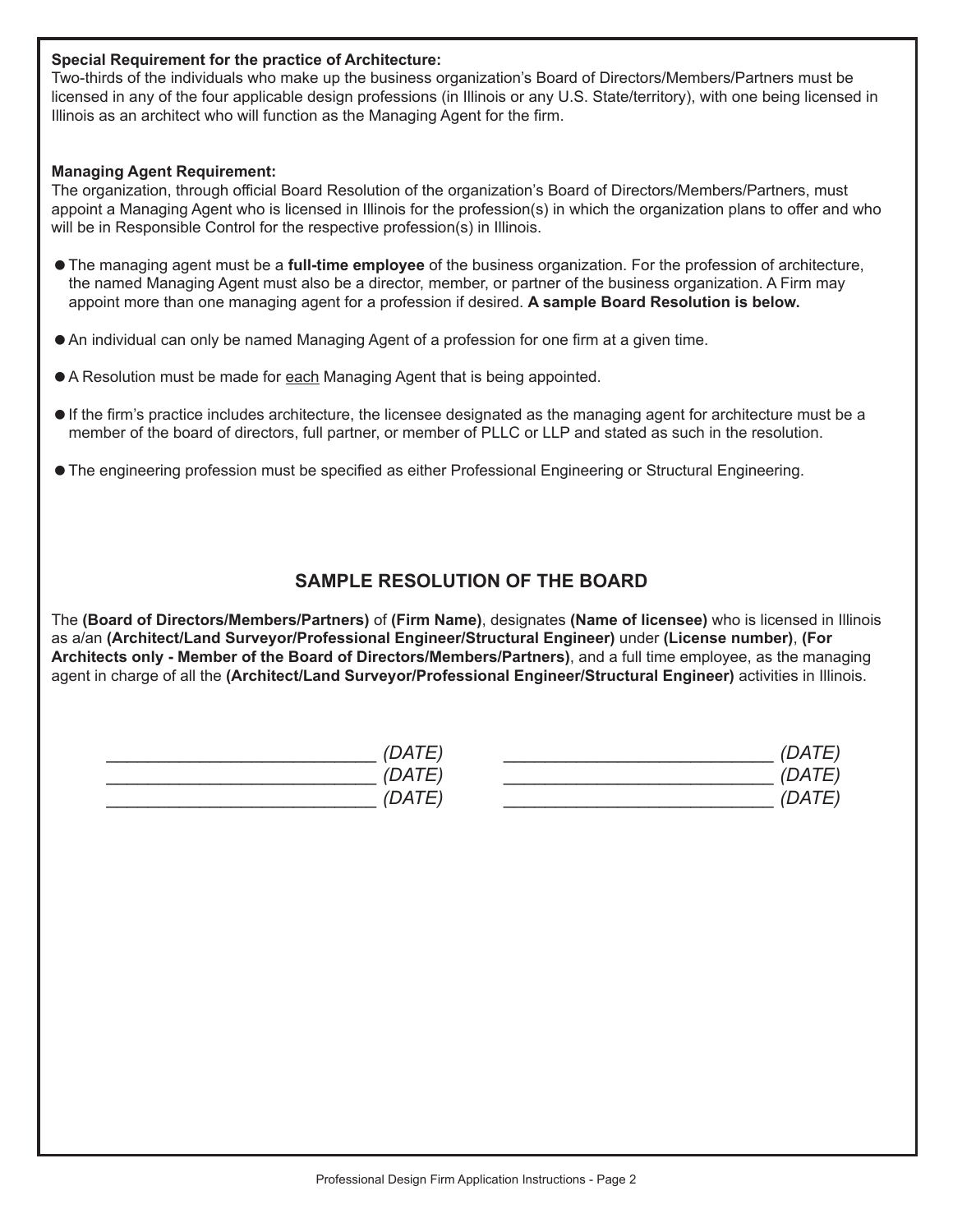**Special Requirement for the practice of Architecture:**
Two-thirds of the individuals who make up the business organization's Board of Directors/Members/Partners must be licensed in any of the four applicable design professions (in Illinois or any U.S. State/territory), with one being licensed in Illinois as an architect who will function as the Managing Agent for the firm.

**Managing Agent Requirement:**
The organization, through official Board Resolution of the organization's Board of Directors/Members/Partners, must appoint a Managing Agent who is licensed in Illinois for the profession(s) in which the organization plans to offer and who will be in Responsible Control for the respective profession(s) in Illinois.

- The managing agent must be a **full-time employee** of the business organization. For the profession of architecture, the named Managing Agent must also be a director, member, or partner of the business organization. A Firm may appoint more than one managing agent for a profession if desired. **A sample Board Resolution is below.**
- An individual can only be named Managing Agent of a profession for one firm at a given time.
- A Resolution must be made for <u>each</u> Managing Agent that is being appointed.
- If the firm's practice includes architecture, the licensee designated as the managing agent for architecture must be a member of the board of directors, full partner, or member of PLLC or LLP and stated as such in the resolution.
- The engineering profession must be specified as either Professional Engineering or Structural Engineering.

## SAMPLE RESOLUTION OF THE BOARD

The **(Board of Directors/Members/Partners)** of **(Firm Name)**, designates **(Name of licensee)** who is licensed in Illinois as a/an **(Architect/Land Surveyor/Professional Engineer/Structural Engineer)** under **(License number)**, **(For Architects only - Member of the Board of Directors/Members/Partners)**, and a full time employee, as the managing agent in charge of all the **(Architect/Land Surveyor/Professional Engineer/Structural Engineer)** activities in Illinois.

__________________________ *(DATE)* __________________________ *(DATE)*
__________________________ *(DATE)* __________________________ *(DATE)*
__________________________ *(DATE)* __________________________ *(DATE)*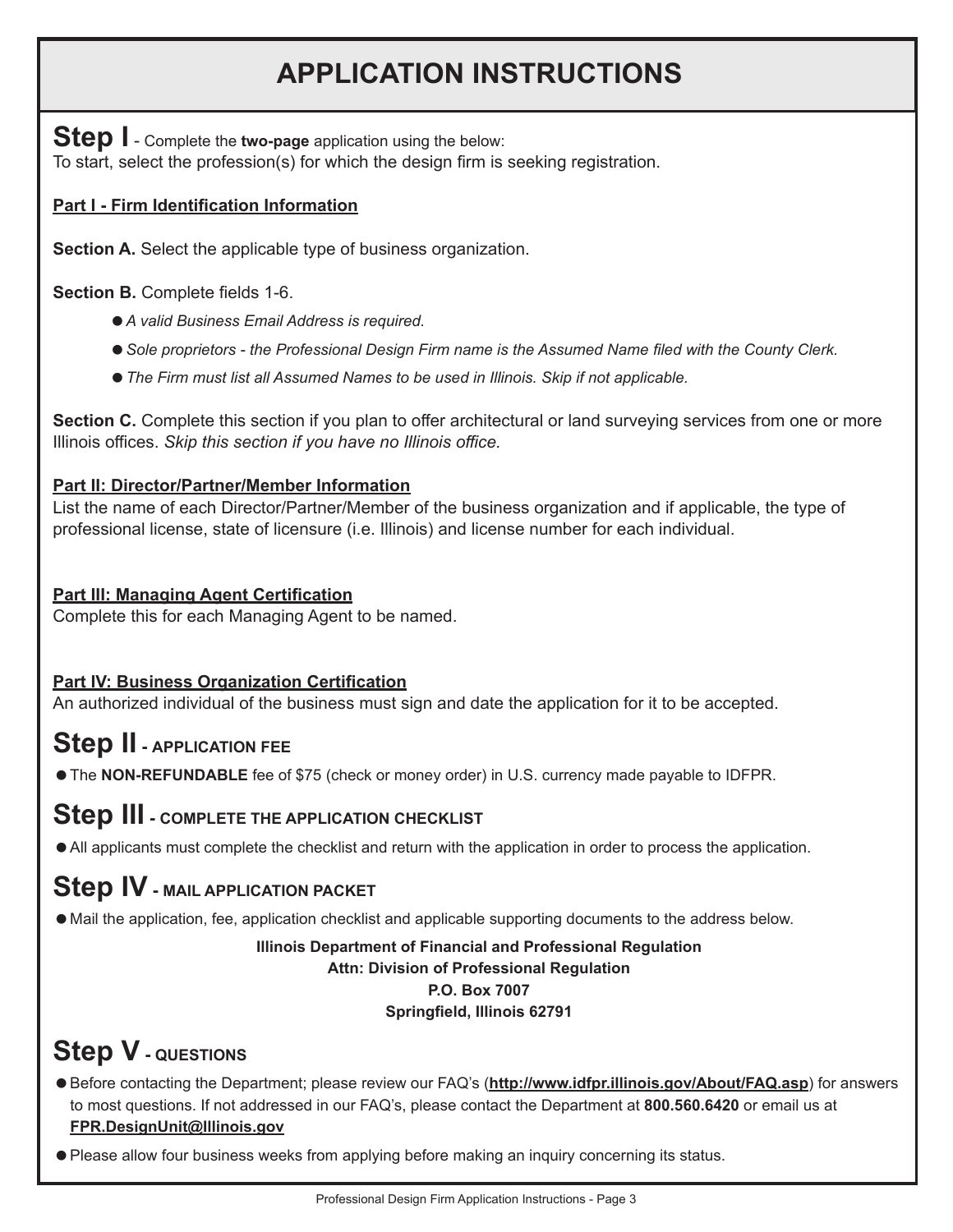# APPLICATION INSTRUCTIONS

## Step I - Complete the **two-page** application using the below:

To start, select the profession(s) for which the design firm is seeking registration.

**Part I - Firm Identification Information**

**Section A.** Select the applicable type of business organization.

**Section B.** Complete fields 1-6.

- *A valid Business Email Address is required.*
- *Sole proprietors - the Professional Design Firm name is the Assumed Name filed with the County Clerk.*
- *The Firm must list all Assumed Names to be used in Illinois. Skip if not applicable.*

**Section C.** Complete this section if you plan to offer architectural or land surveying services from one or more Illinois offices. *Skip this section if you have no Illinois office.*

**Part II: Director/Partner/Member Information**

List the name of each Director/Partner/Member of the business organization and if applicable, the type of professional license, state of licensure (i.e. Illinois) and license number for each individual.

**Part III: Managing Agent Certification**

Complete this for each Managing Agent to be named.

**Part IV: Business Organization Certification**

An authorized individual of the business must sign and date the application for it to be accepted.

## Step II - APPLICATION FEE

- The **NON-REFUNDABLE** fee of $75 (check or money order) in U.S. currency made payable to IDFPR.

## Step III - COMPLETE THE APPLICATION CHECKLIST

- All applicants must complete the checklist and return with the application in order to process the application.

## Step IV - MAIL APPLICATION PACKET

- Mail the application, fee, application checklist and applicable supporting documents to the address below.

**Illinois Department of Financial and Professional Regulation**
**Attn: Division of Professional Regulation**
**P.O. Box 7007**
**Springfield, Illinois 62791**

## Step V - QUESTIONS

- Before contacting the Department; please review our FAQ's (**http://www.idfpr.illinois.gov/About/FAQ.asp**) for answers to most questions. If not addressed in our FAQ's, please contact the Department at **800.560.6420** or email us at **FPR.DesignUnit@Illinois.gov**
- Please allow four business weeks from applying before making an inquiry concerning its status.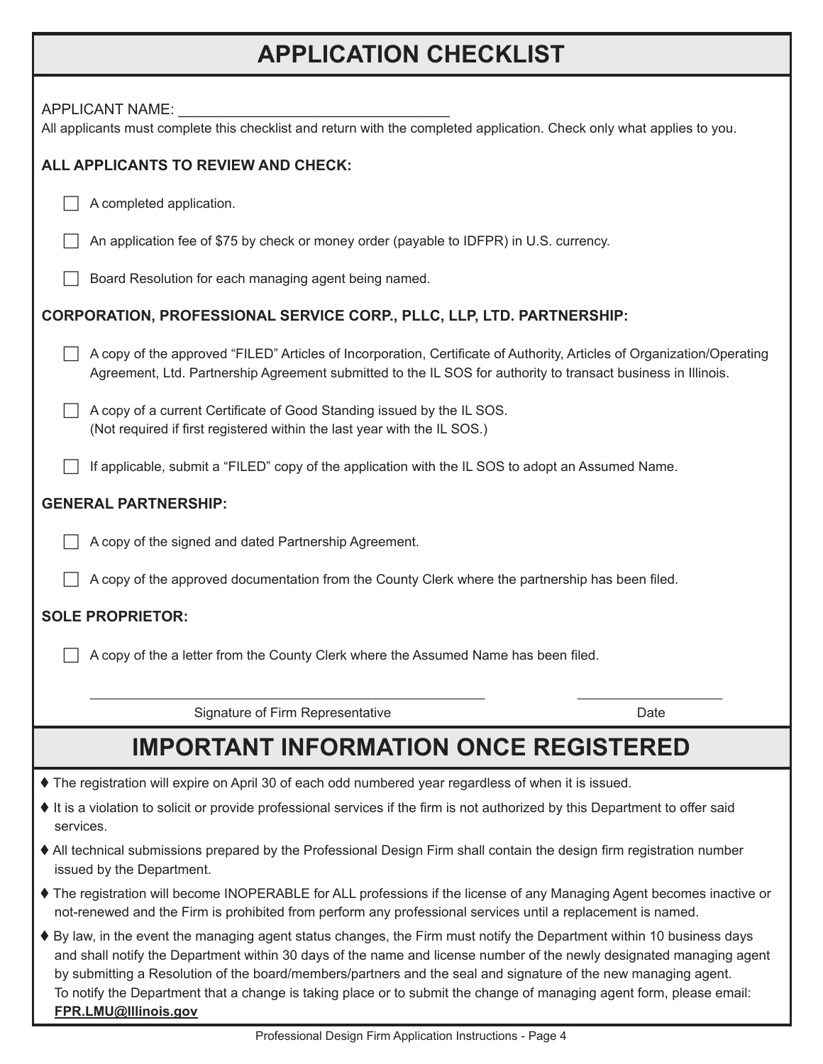# APPLICATION CHECKLIST

APPLICANT NAME: ________________________________

All applicants must complete this checklist and return with the completed application. Check only what applies to you.

**ALL APPLICANTS TO REVIEW AND CHECK:**

- ☐ A completed application.
- ☐ An application fee of $75 by check or money order (payable to IDFPR) in U.S. currency.
- ☐ Board Resolution for each managing agent being named.

**CORPORATION, PROFESSIONAL SERVICE CORP., PLLC, LLP, LTD. PARTNERSHIP:**

- ☐ A copy of the approved "FILED" Articles of Incorporation, Certificate of Authority, Articles of Organization/Operating Agreement, Ltd. Partnership Agreement submitted to the IL SOS for authority to transact business in Illinois.
- ☐ A copy of a current Certificate of Good Standing issued by the IL SOS.
(Not required if first registered within the last year with the IL SOS.)
- ☐ If applicable, submit a "FILED" copy of the application with the IL SOS to adopt an Assumed Name.

**GENERAL PARTNERSHIP:**

- ☐ A copy of the signed and dated Partnership Agreement.
- ☐ A copy of the approved documentation from the County Clerk where the partnership has been filed.

**SOLE PROPRIETOR:**

- ☐ A copy of the a letter from the County Clerk where the Assumed Name has been filed.

_____________________________________________ ____________________

Signature of Firm Representative Date

# IMPORTANT INFORMATION ONCE REGISTERED

- ♦ The registration will expire on April 30 of each odd numbered year regardless of when it is issued.
- ♦ It is a violation to solicit or provide professional services if the firm is not authorized by this Department to offer said services.
- ♦ All technical submissions prepared by the Professional Design Firm shall contain the design firm registration number issued by the Department.
- ♦ The registration will become INOPERABLE for ALL professions if the license of any Managing Agent becomes inactive or not-renewed and the Firm is prohibited from perform any professional services until a replacement is named.
- ♦ By law, in the event the managing agent status changes, the Firm must notify the Department within 10 business days and shall notify the Department within 30 days of the name and license number of the newly designated managing agent by submitting a Resolution of the board/members/partners and the seal and signature of the new managing agent.
To notify the Department that a change is taking place or to submit the change of managing agent form, please email: **FPR.LMU@Illinois.gov**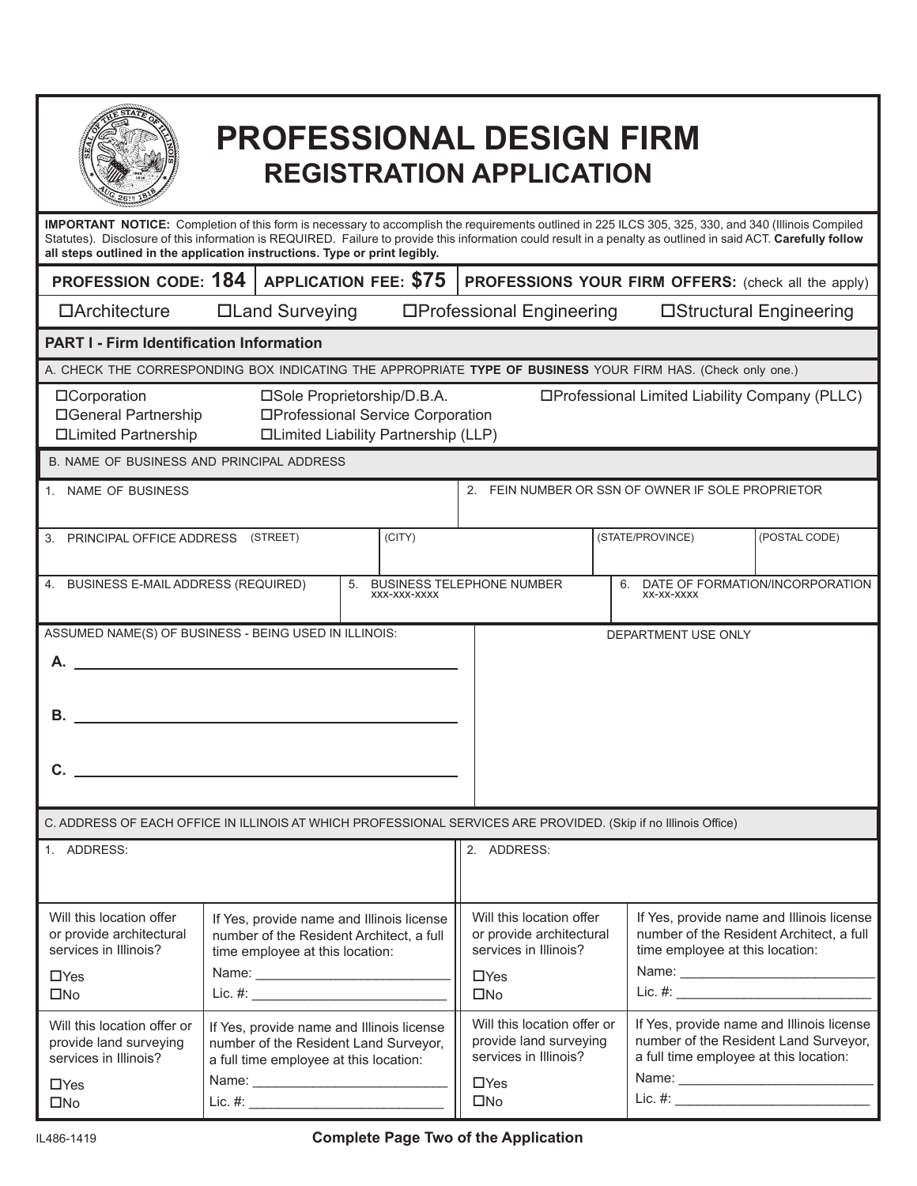# PROFESSIONAL DESIGN FIRM
## REGISTRATION APPLICATION

**IMPORTANT NOTICE:** Completion of this form is necessary to accomplish the requirements outlined in 225 ILCS 305, 325, 330, and 340 (Illinois Compiled Statutes). Disclosure of this information is REQUIRED. Failure to provide this information could result in a penalty as outlined in said ACT. **Carefully follow all steps outlined in the application instructions. Type or print legibly.**

| **PROFESSION CODE: 184** | **APPLICATION FEE: $75** | **PROFESSIONS YOUR FIRM OFFERS:** (check all the apply) |
|---|---|---|

☐Architecture ☐Land Surveying ☐Professional Engineering ☐Structural Engineering

### PART I - Firm Identification Information

A. CHECK THE CORRESPONDING BOX INDICATING THE APPROPRIATE **TYPE OF BUSINESS** YOUR FIRM HAS. (Check only one.)

- ☐Corporation
- ☐General Partnership
- ☐Limited Partnership
- ☐Sole Proprietorship/D.B.A.
- ☐Professional Service Corporation
- ☐Limited Liability Partnership (LLP)
- ☐Professional Limited Liability Company (PLLC)

B. NAME OF BUSINESS AND PRINCIPAL ADDRESS

| 1. NAME OF BUSINESS | | 2. FEIN NUMBER OR SSN OF OWNER IF SOLE PROPRIETOR | |
|---|---|---|---|
| 3. PRINCIPAL OFFICE ADDRESS (STREET) | (CITY) | (STATE/PROVINCE) | (POSTAL CODE) |
| 4. BUSINESS E-MAIL ADDRESS (REQUIRED) | 5. BUSINESS TELEPHONE NUMBER xxx-xxx-xxxx | 6. DATE OF FORMATION/INCORPORATION xx-xx-xxxx | |

ASSUMED NAME(S) OF BUSINESS - BEING USED IN ILLINOIS:

A. ______________________________

B. ______________________________

C. ______________________________

DEPARTMENT USE ONLY

C. ADDRESS OF EACH OFFICE IN ILLINOIS AT WHICH PROFESSIONAL SERVICES ARE PROVIDED. (Skip if no Illinois Office)

| 1. ADDRESS: | | 2. ADDRESS: | |
|---|---|---|---|
| Will this location offer or provide architectural services in Illinois? ☐Yes ☐No | If Yes, provide name and Illinois license number of the Resident Architect, a full time employee at this location: Name: ____________ Lic. #: ____________ | Will this location offer or provide architectural services in Illinois? ☐Yes ☐No | If Yes, provide name and Illinois license number of the Resident Architect, a full time employee at this location: Name: ____________ Lic. #: ____________ |
| Will this location offer or provide land surveying services in Illinois? ☐Yes ☐No | If Yes, provide name and Illinois license number of the Resident Land Surveyor, a full time employee at this location: Name: ____________ Lic. #: ____________ | Will this location offer or provide land surveying services in Illinois? ☐Yes ☐No | If Yes, provide name and Illinois license number of the Resident Land Surveyor, a full time employee at this location: Name: ____________ Lic. #: ____________ |

IL486-1419

**Complete Page Two of the Application**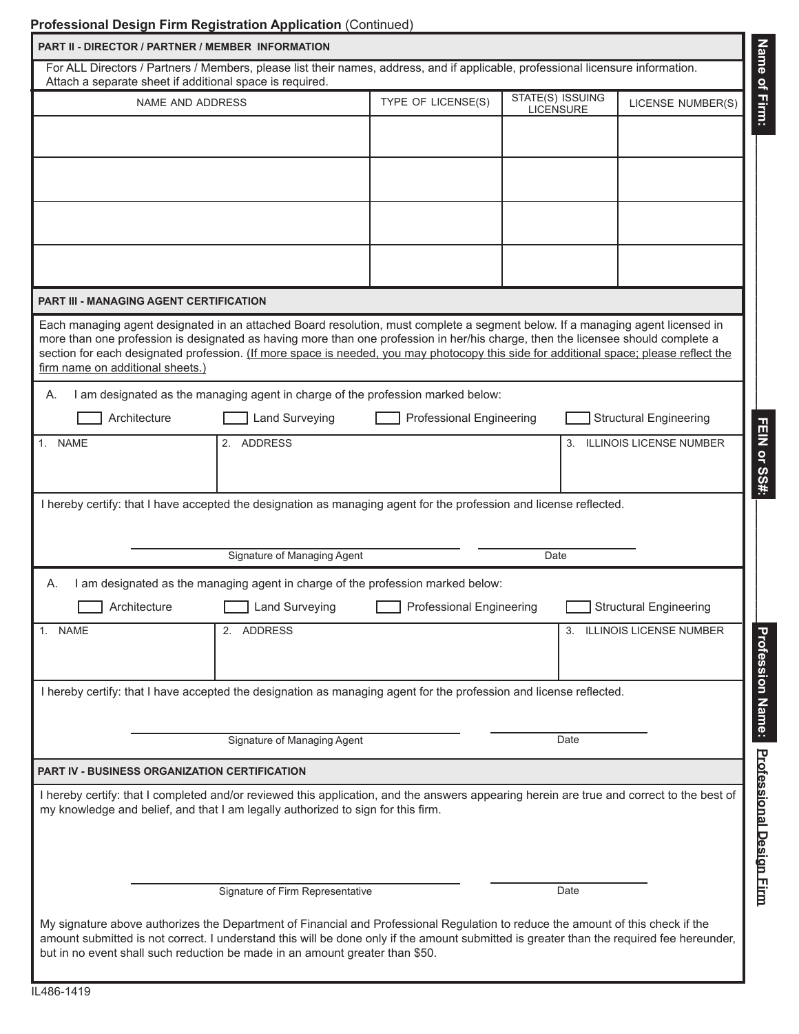**Professional Design Firm Registration Application** (Continued)

**Name of Firm:**

**FEIN or SS#:**

**Profession Name:** **Professional Design Firm**

## PART II - DIRECTOR / PARTNER / MEMBER INFORMATION

For ALL Directors / Partners / Members, please list their names, address, and if applicable, professional licensure information. Attach a separate sheet if additional space is required.

| NAME AND ADDRESS | TYPE OF LICENSE(S) | STATE(S) ISSUING LICENSURE | LICENSE NUMBER(S) |
|---|---|---|---|
| | | | |
| | | | |
| | | | |
| | | | |

## PART III - MANAGING AGENT CERTIFICATION

Each managing agent designated in an attached Board resolution, must complete a segment below. If a managing agent licensed in more than one profession is designated as having more than one profession in her/his charge, then the licensee should complete a section for each designated profession. (If more space is needed, you may photocopy this side for additional space; please reflect the firm name on additional sheets.)

A. I am designated as the managing agent in charge of the profession marked below:

☐ Architecture ☐ Land Surveying ☐ Professional Engineering ☐ Structural Engineering

| 1. NAME | 2. ADDRESS | 3. ILLINOIS LICENSE NUMBER |
|---|---|---|
| | | |

I hereby certify: that I have accepted the designation as managing agent for the profession and license reflected.

Signature of Managing Agent ______________________ Date ____________

A. I am designated as the managing agent in charge of the profession marked below:

☐ Architecture ☐ Land Surveying ☐ Professional Engineering ☐ Structural Engineering

| 1. NAME | 2. ADDRESS | 3. ILLINOIS LICENSE NUMBER |
|---|---|---|
| | | |

I hereby certify: that I have accepted the designation as managing agent for the profession and license reflected.

Signature of Managing Agent ______________________ Date ____________

## PART IV - BUSINESS ORGANIZATION CERTIFICATION

I hereby certify: that I completed and/or reviewed this application, and the answers appearing herein are true and correct to the best of my knowledge and belief, and that I am legally authorized to sign for this firm.

Signature of Firm Representative ______________________ Date ____________

My signature above authorizes the Department of Financial and Professional Regulation to reduce the amount of this check if the amount submitted is not correct. I understand this will be done only if the amount submitted is greater than the required fee hereunder, but in no event shall such reduction be made in an amount greater than $50.

IL486-1419